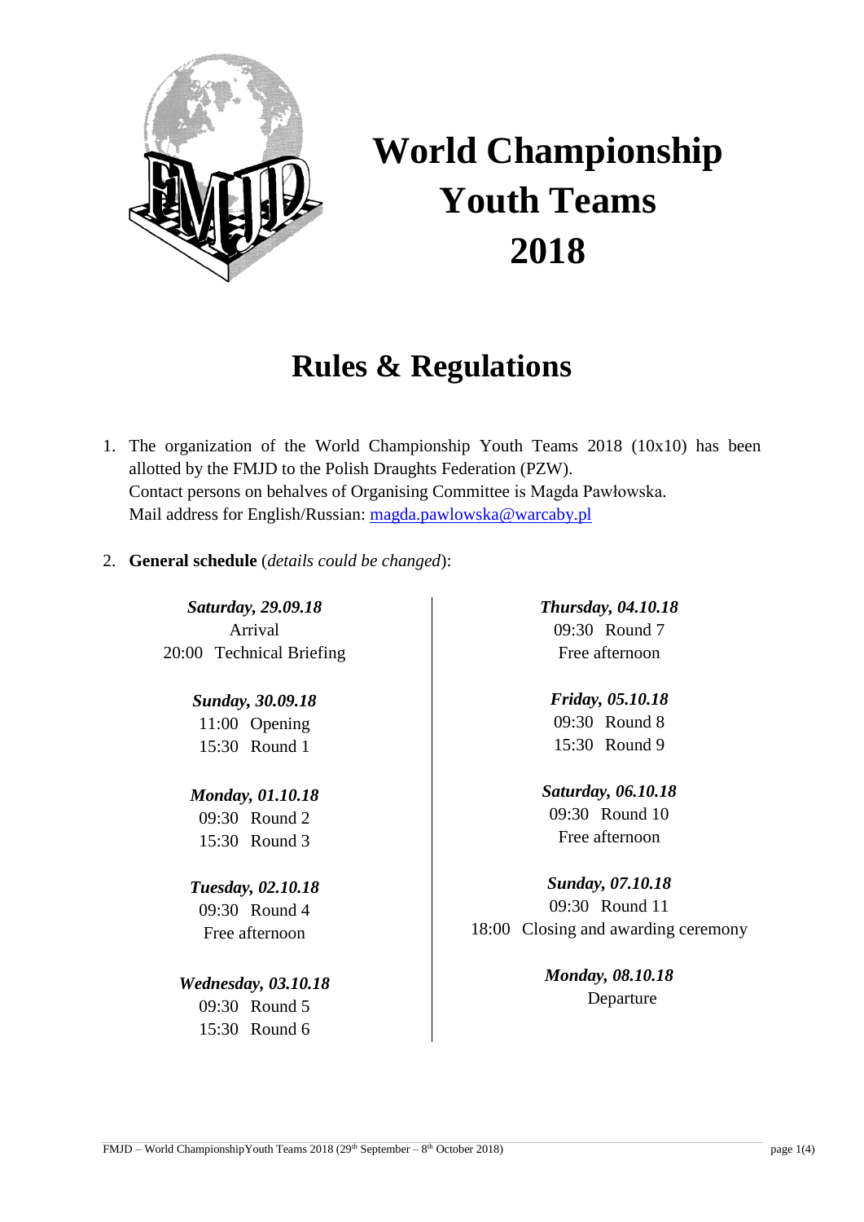# World Championship Youth Teams 2018

## Rules & Regulations

1. The organization of the World Championship Youth Teams 2018 (10x10) has been allotted by the FMJD to the Polish Draughts Federation (PZW).
   Contact persons on behalves of Organising Committee is Magda Pawłowska.
   Mail address for English/Russian: [magda.pawlowska@warcaby.pl](mailto:magda.pawlowska@warcaby.pl)

2. **General schedule** (*details could be changed*):

***Saturday, 29.09.18***
Arrival
20:00 Technical Briefing

***Sunday, 30.09.18***
11:00 Opening
15:30 Round 1

***Monday, 01.10.18***
09:30 Round 2
15:30 Round 3

***Tuesday, 02.10.18***
09:30 Round 4
Free afternoon

***Wednesday, 03.10.18***
09:30 Round 5
15:30 Round 6

***Thursday, 04.10.18***
09:30 Round 7
Free afternoon

***Friday, 05.10.18***
09:30 Round 8
15:30 Round 9

***Saturday, 06.10.18***
09:30 Round 10
Free afternoon

***Sunday, 07.10.18***
09:30 Round 11
18:00 Closing and awarding ceremony

***Monday, 08.10.18***
Departure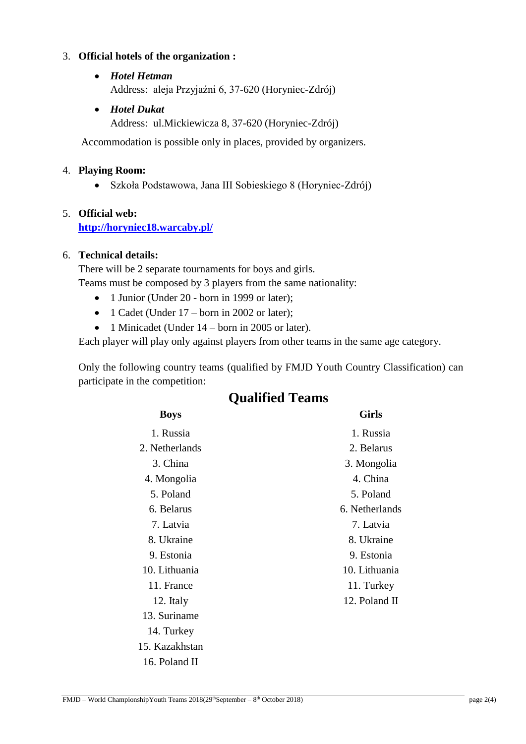3. **Official hotels of the organization :**

   - ***Hotel Hetman***
     Address: aleja Przyjaźni 6, 37-620 (Horyniec-Zdrój)
   - ***Hotel Dukat***
     Address: ul.Mickiewicza 8, 37-620 (Horyniec-Zdrój)

   Accommodation is possible only in places, provided by organizers.

4. **Playing Room:**
   - Szkoła Podstawowa, Jana III Sobieskiego 8 (Horyniec-Zdrój)

5. **Official web:**
   **[http://horyniec18.warcaby.pl/](http://horyniec18.warcaby.pl/)**

6. **Technical details:**
   There will be 2 separate tournaments for boys and girls.
   Teams must be composed by 3 players from the same nationality:
   - 1 Junior (Under 20 - born in 1999 or later);
   - 1 Cadet (Under 17 – born in 2002 or later);
   - 1 Minicadet (Under 14 – born in 2005 or later).

   Each player will play only against players from other teams in the same age category.

   Only the following country teams (qualified by FMJD Youth Country Classification) can participate in the competition:

## Qualified Teams

| Boys | Girls |
|---|---|
| 1. Russia | 1. Russia |
| 2. Netherlands | 2. Belarus |
| 3. China | 3. Mongolia |
| 4. Mongolia | 4. China |
| 5. Poland | 5. Poland |
| 6. Belarus | 6. Netherlands |
| 7. Latvia | 7. Latvia |
| 8. Ukraine | 8. Ukraine |
| 9. Estonia | 9. Estonia |
| 10. Lithuania | 10. Lithuania |
| 11. France | 11. Turkey |
| 12. Italy | 12. Poland II |
| 13. Suriname | |
| 14. Turkey | |
| 15. Kazakhstan | |
| 16. Poland II | |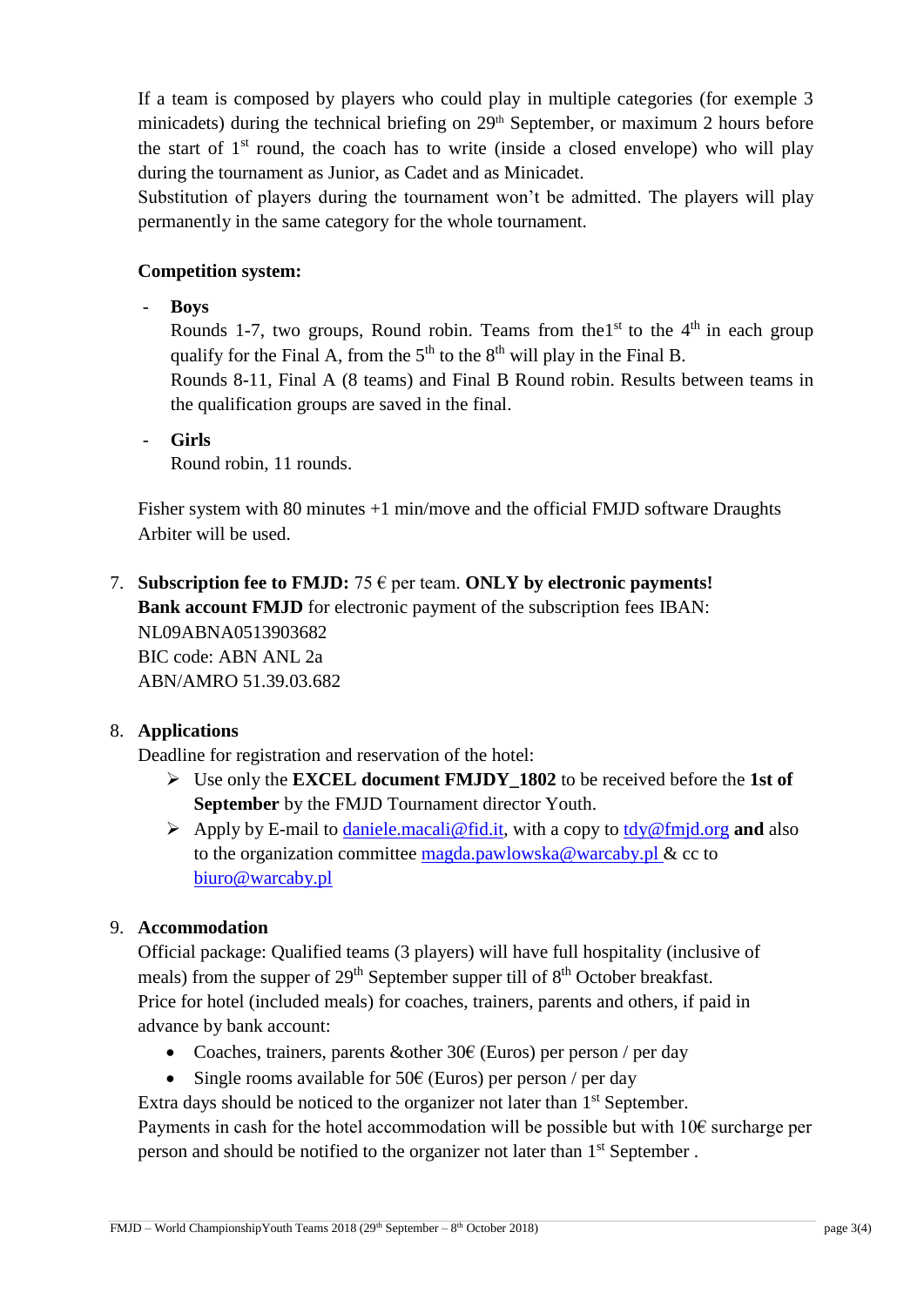If a team is composed by players who could play in multiple categories (for exemple 3 minicadets) during the technical briefing on 29th September, or maximum 2 hours before the start of 1st round, the coach has to write (inside a closed envelope) who will play during the tournament as Junior, as Cadet and as Minicadet.
Substitution of players during the tournament won't be admitted. The players will play permanently in the same category for the whole tournament.

**Competition system:**

- **Boys**
  Rounds 1-7, two groups, Round robin. Teams from the1st to the 4th in each group qualify for the Final A, from the 5th to the 8th will play in the Final B.
  Rounds 8-11, Final A (8 teams) and Final B Round robin. Results between teams in the qualification groups are saved in the final.

- **Girls**
  Round robin, 11 rounds.

Fisher system with 80 minutes +1 min/move and the official FMJD software Draughts Arbiter will be used.

7. **Subscription fee to FMJD:** 75 € per team. **ONLY by electronic payments!**
   **Bank account FMJD** for electronic payment of the subscription fees IBAN: NL09ABNA0513903682
   BIC code: ABN ANL 2a
   ABN/AMRO 51.39.03.682

8. **Applications**
   Deadline for registration and reservation of the hotel:
   - Use only the **EXCEL document FMJDY_1802** to be received before the **1st of September** by the FMJD Tournament director Youth.
   - Apply by E-mail to daniele.macali@fid.it, with a copy to tdy@fmjd.org **and** also to the organization committee magda.pawlowska@warcaby.pl & cc to biuro@warcaby.pl

9. **Accommodation**
   Official package: Qualified teams (3 players) will have full hospitality (inclusive of meals) from the supper of 29th September supper till of 8th October breakfast.
   Price for hotel (included meals) for coaches, trainers, parents and others, if paid in advance by bank account:
   - Coaches, trainers, parents &other 30€ (Euros) per person / per day
   - Single rooms available for 50€ (Euros) per person / per day

   Extra days should be noticed to the organizer not later than 1st September.
   Payments in cash for the hotel accommodation will be possible but with 10€ surcharge per person and should be notified to the organizer not later than 1st September .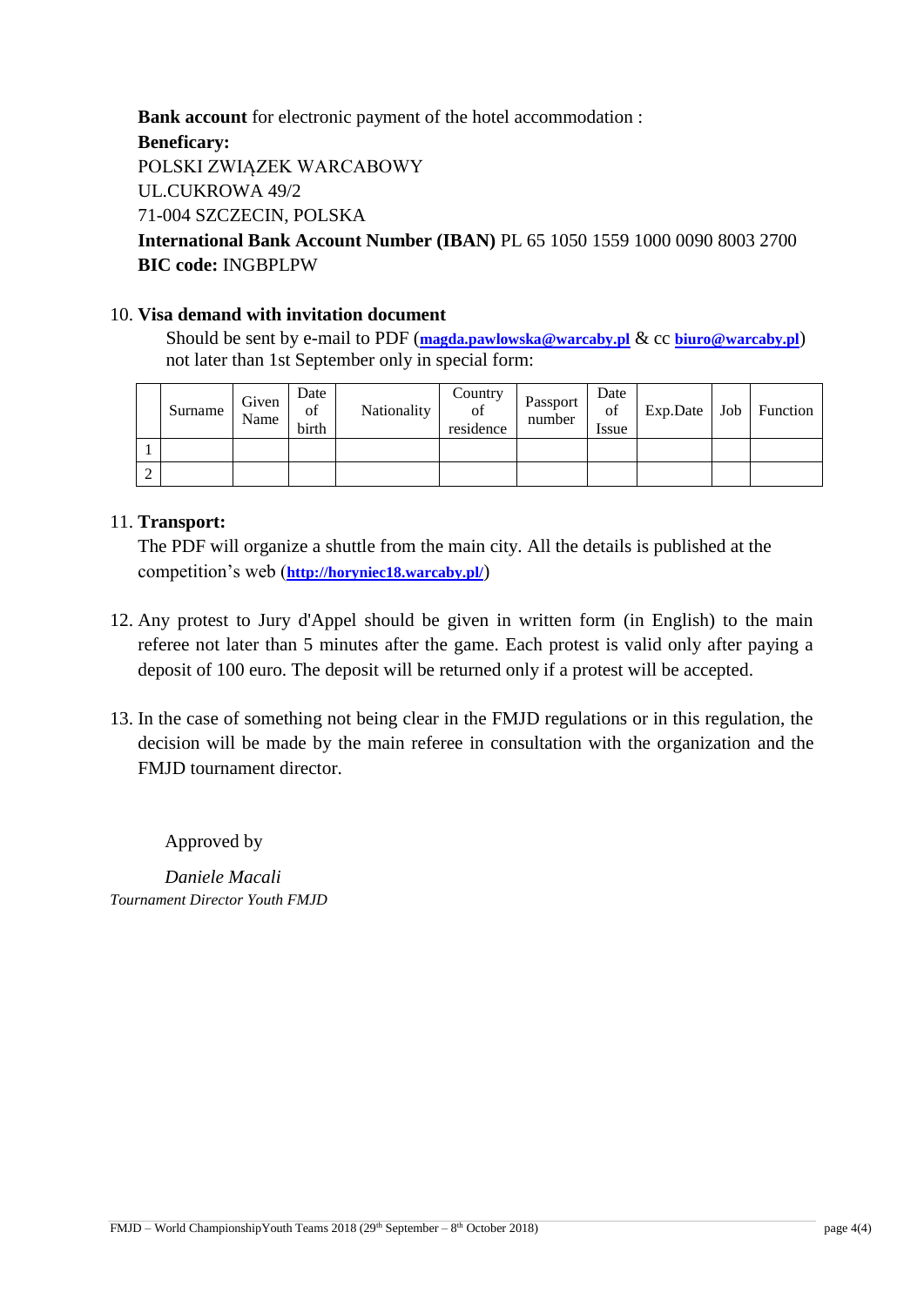**Bank account** for electronic payment of the hotel accommodation :

**Beneficary:**

POLSKI ZWIĄZEK WARCABOWY

UL.CUKROWA 49/2

71-004 SZCZECIN, POLSKA

**International Bank Account Number (IBAN)** PL 65 1050 1559 1000 0090 8003 2700

**BIC code:** INGBPLPW

10. **Visa demand with invitation document**

    Should be sent by e-mail to PDF (**magda.pawlowska@warcaby.pl** & cc **biuro@warcaby.pl**) not later than 1st September only in special form:

| | Surname | Given Name | Date of birth | Nationality | Country of residence | Passport number | Date of Issue | Exp.Date | Job | Function |
|---|---|---|---|---|---|---|---|---|---|---|
| 1 | | | | | | | | | | |
| 2 | | | | | | | | | | |

11. **Transport:**

    The PDF will organize a shuttle from the main city. All the details is published at the competition's web (**http://horyniec18.warcaby.pl/**)

12. Any protest to Jury d'Appel should be given in written form (in English) to the main referee not later than 5 minutes after the game. Each protest is valid only after paying a deposit of 100 euro. The deposit will be returned only if a protest will be accepted.

13. In the case of something not being clear in the FMJD regulations or in this regulation, the decision will be made by the main referee in consultation with the organization and the FMJD tournament director.

Approved by

*Daniele Macali*

*Tournament Director Youth FMJD*